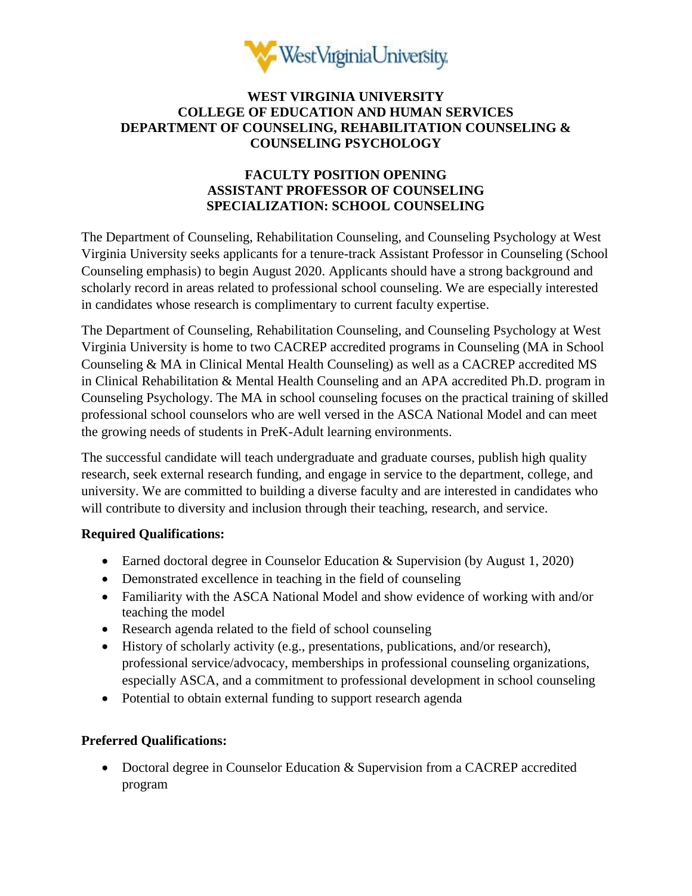# WEST VIRGINIA UNIVERSITY
# COLLEGE OF EDUCATION AND HUMAN SERVICES
# DEPARTMENT OF COUNSELING, REHABILITATION COUNSELING & COUNSELING PSYCHOLOGY

## FACULTY POSITION OPENING
## ASSISTANT PROFESSOR OF COUNSELING
## SPECIALIZATION: SCHOOL COUNSELING

The Department of Counseling, Rehabilitation Counseling, and Counseling Psychology at West Virginia University seeks applicants for a tenure-track Assistant Professor in Counseling (School Counseling emphasis) to begin August 2020. Applicants should have a strong background and scholarly record in areas related to professional school counseling. We are especially interested in candidates whose research is complimentary to current faculty expertise.

The Department of Counseling, Rehabilitation Counseling, and Counseling Psychology at West Virginia University is home to two CACREP accredited programs in Counseling (MA in School Counseling & MA in Clinical Mental Health Counseling) as well as a CACREP accredited MS in Clinical Rehabilitation & Mental Health Counseling and an APA accredited Ph.D. program in Counseling Psychology. The MA in school counseling focuses on the practical training of skilled professional school counselors who are well versed in the ASCA National Model and can meet the growing needs of students in PreK-Adult learning environments.

The successful candidate will teach undergraduate and graduate courses, publish high quality research, seek external research funding, and engage in service to the department, college, and university. We are committed to building a diverse faculty and are interested in candidates who will contribute to diversity and inclusion through their teaching, research, and service.

**Required Qualifications:**

- Earned doctoral degree in Counselor Education & Supervision (by August 1, 2020)
- Demonstrated excellence in teaching in the field of counseling
- Familiarity with the ASCA National Model and show evidence of working with and/or teaching the model
- Research agenda related to the field of school counseling
- History of scholarly activity (e.g., presentations, publications, and/or research), professional service/advocacy, memberships in professional counseling organizations, especially ASCA, and a commitment to professional development in school counseling
- Potential to obtain external funding to support research agenda

**Preferred Qualifications:**

- Doctoral degree in Counselor Education & Supervision from a CACREP accredited program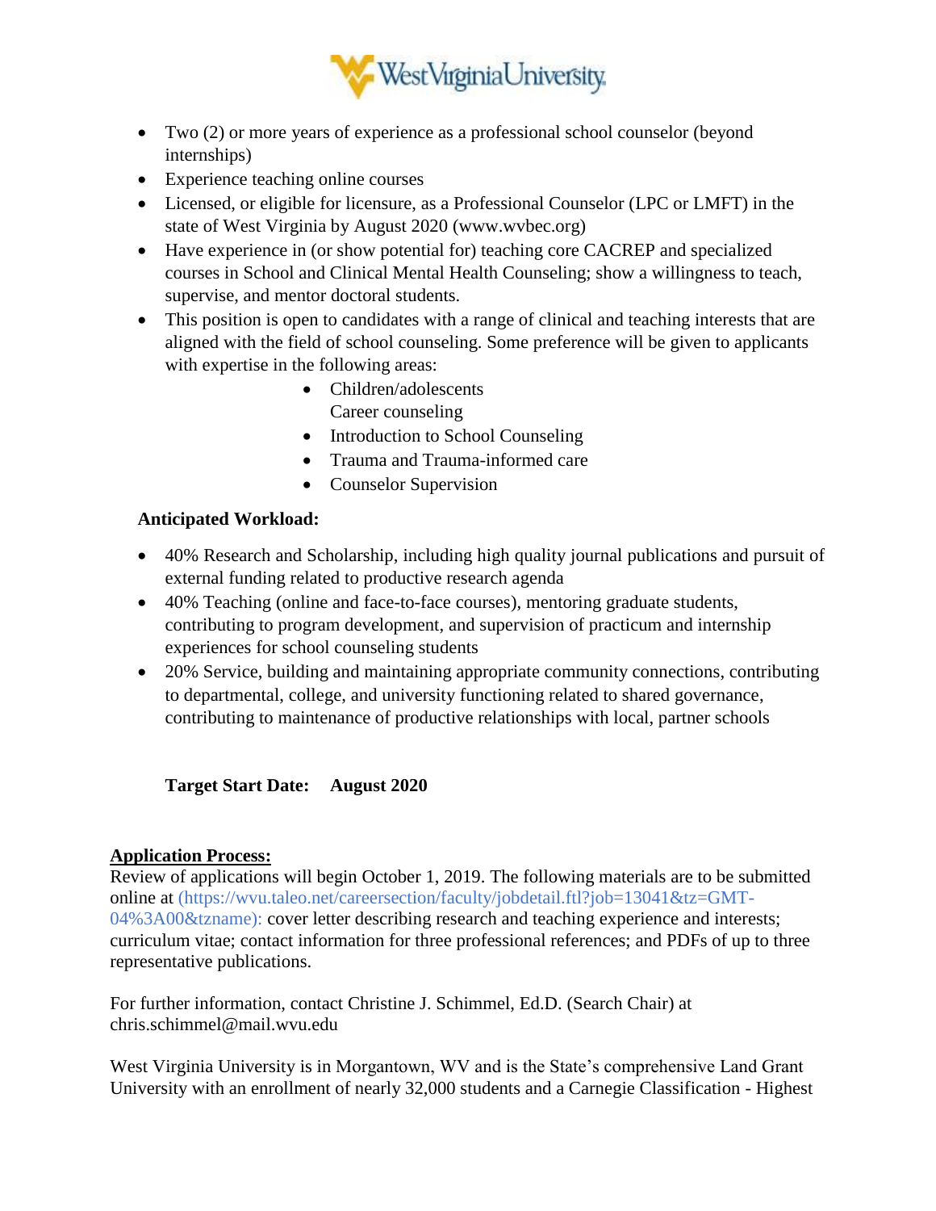- Two (2) or more years of experience as a professional school counselor (beyond internships)
- Experience teaching online courses
- Licensed, or eligible for licensure, as a Professional Counselor (LPC or LMFT) in the state of West Virginia by August 2020 (www.wvbec.org)
- Have experience in (or show potential for) teaching core CACREP and specialized courses in School and Clinical Mental Health Counseling; show a willingness to teach, supervise, and mentor doctoral students.
- This position is open to candidates with a range of clinical and teaching interests that are aligned with the field of school counseling. Some preference will be given to applicants with expertise in the following areas:
    - Children/adolescents
      Career counseling
    - Introduction to School Counseling
    - Trauma and Trauma-informed care
    - Counselor Supervision

**Anticipated Workload:**

- 40% Research and Scholarship, including high quality journal publications and pursuit of external funding related to productive research agenda
- 40% Teaching (online and face-to-face courses), mentoring graduate students, contributing to program development, and supervision of practicum and internship experiences for school counseling students
- 20% Service, building and maintaining appropriate community connections, contributing to departmental, college, and university functioning related to shared governance, contributing to maintenance of productive relationships with local, partner schools

**Target Start Date: August 2020**

**Application Process:**

Review of applications will begin October 1, 2019. The following materials are to be submitted online at (https://wvu.taleo.net/careersection/faculty/jobdetail.ftl?job=13041&tz=GMT-04%3A00&tzname): cover letter describing research and teaching experience and interests; curriculum vitae; contact information for three professional references; and PDFs of up to three representative publications.

For further information, contact Christine J. Schimmel, Ed.D. (Search Chair) at chris.schimmel@mail.wvu.edu

West Virginia University is in Morgantown, WV and is the State's comprehensive Land Grant University with an enrollment of nearly 32,000 students and a Carnegie Classification - Highest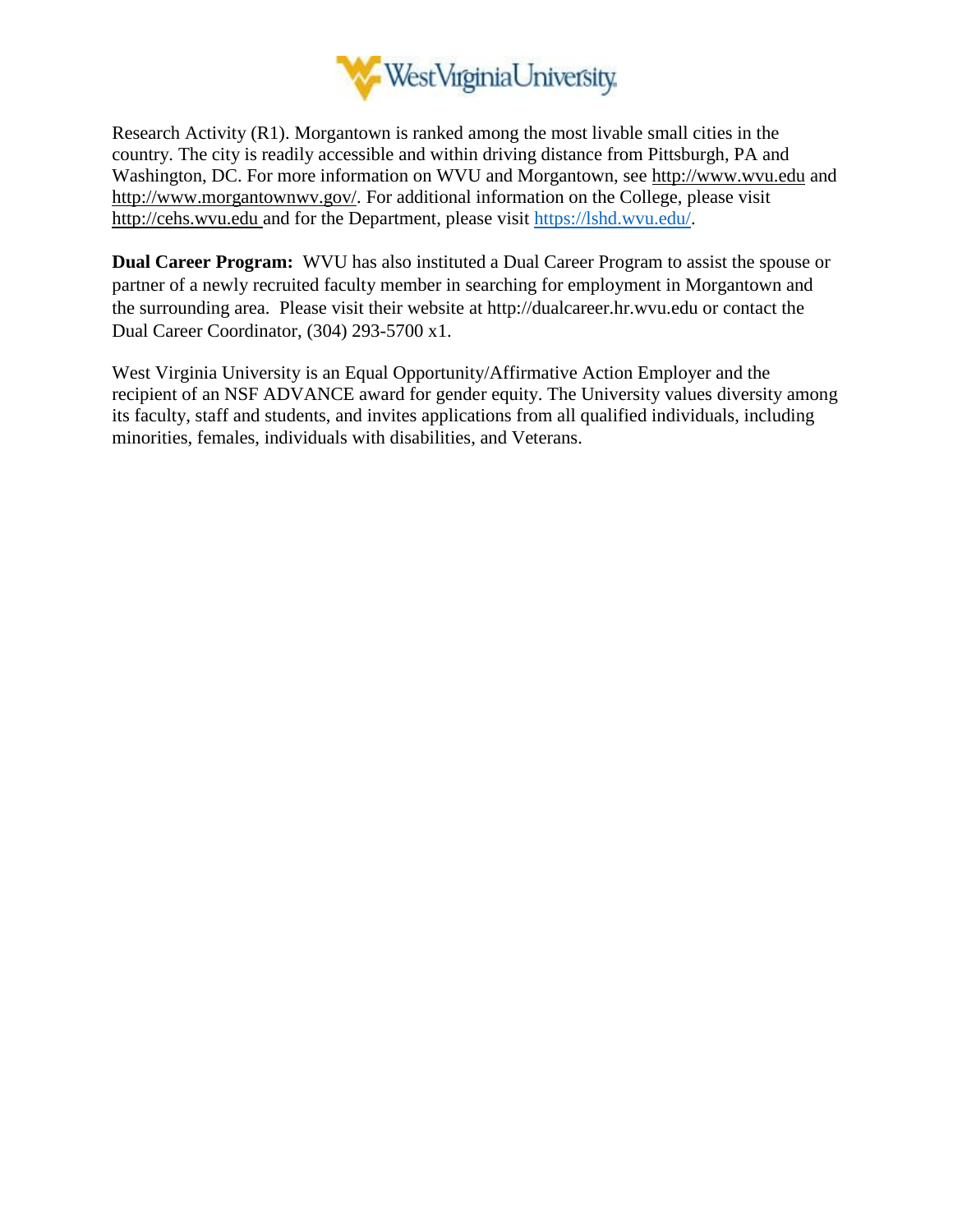Research Activity (R1). Morgantown is ranked among the most livable small cities in the country. The city is readily accessible and within driving distance from Pittsburgh, PA and Washington, DC. For more information on WVU and Morgantown, see http://www.wvu.edu and http://www.morgantownwv.gov/. For additional information on the College, please visit http://cehs.wvu.edu and for the Department, please visit https://lshd.wvu.edu/.

**Dual Career Program:** WVU has also instituted a Dual Career Program to assist the spouse or partner of a newly recruited faculty member in searching for employment in Morgantown and the surrounding area. Please visit their website at http://dualcareer.hr.wvu.edu or contact the Dual Career Coordinator, (304) 293-5700 x1.

West Virginia University is an Equal Opportunity/Affirmative Action Employer and the recipient of an NSF ADVANCE award for gender equity. The University values diversity among its faculty, staff and students, and invites applications from all qualified individuals, including minorities, females, individuals with disabilities, and Veterans.